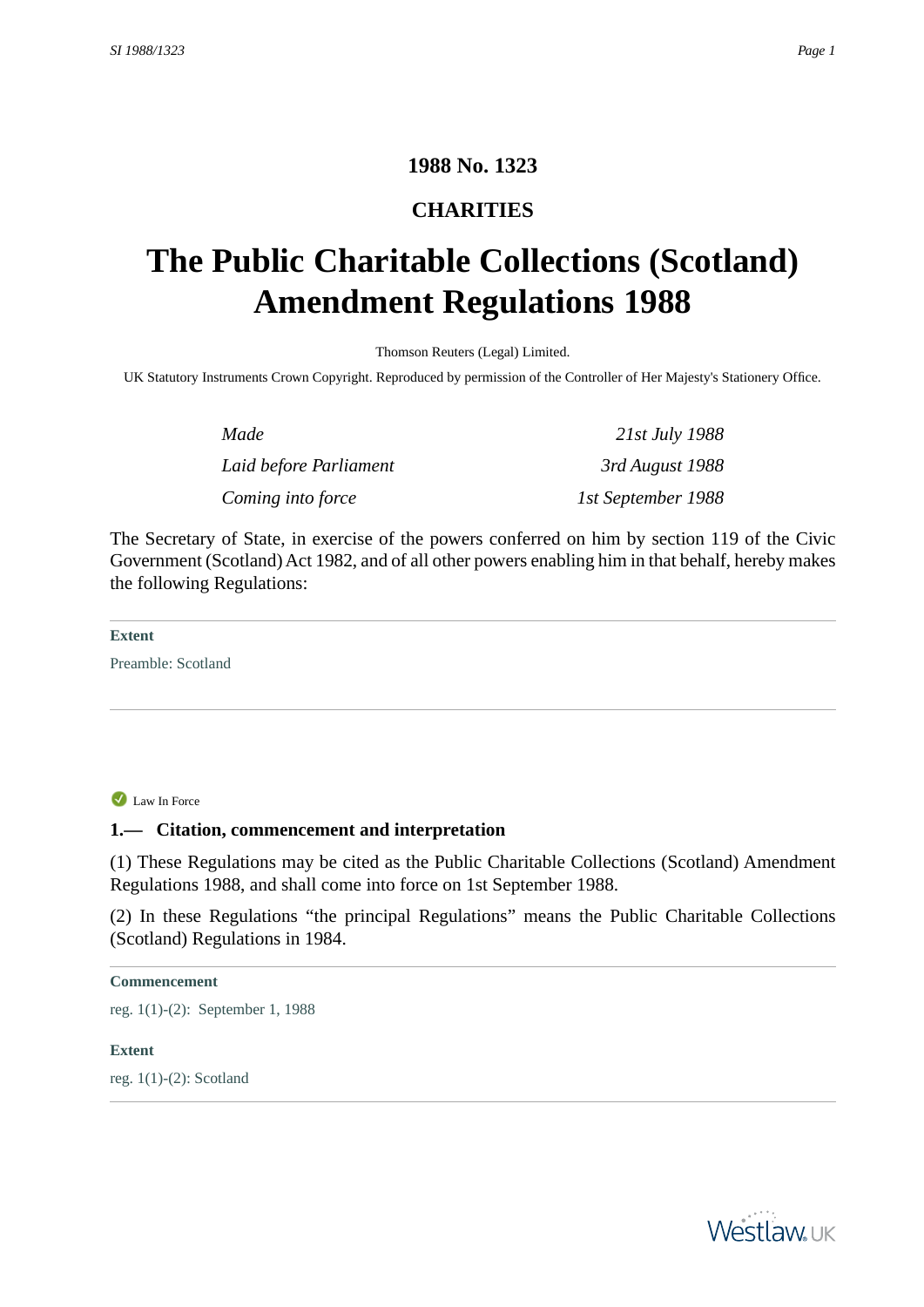**1988 No. 1323**

**CHARITIES**

# The Public Charitable Collections (Scotland) Amendment Regulations 1988

Thomson Reuters (Legal) Limited.

UK Statutory Instruments Crown Copyright. Reproduced by permission of the Controller of Her Majesty's Stationery Office.

| | |
|---|---|
| *Made* | *21st July 1988* |
| *Laid before Parliament* | *3rd August 1988* |
| *Coming into force* | *1st September 1988* |

The Secretary of State, in exercise of the powers conferred on him by section 119 of the Civic Government (Scotland) Act 1982, and of all other powers enabling him in that behalf, hereby makes the following Regulations:

**Extent**

Preamble: Scotland

Law In Force

## 1.— Citation, commencement and interpretation

(1) These Regulations may be cited as the Public Charitable Collections (Scotland) Amendment Regulations 1988, and shall come into force on 1st September 1988.

(2) In these Regulations "the principal Regulations" means the Public Charitable Collections (Scotland) Regulations in 1984.

**Commencement**

reg. 1(1)-(2): September 1, 1988

**Extent**

reg. 1(1)-(2): Scotland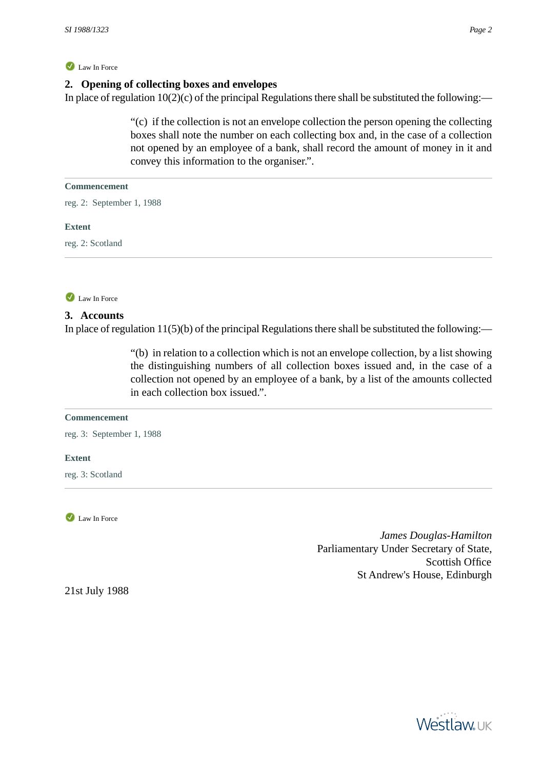Law In Force

## 2. Opening of collecting boxes and envelopes

In place of regulation 10(2)(c) of the principal Regulations there shall be substituted the following:—

> "(c) if the collection is not an envelope collection the person opening the collecting boxes shall note the number on each collecting box and, in the case of a collection not opened by an employee of a bank, shall record the amount of money in it and convey this information to the organiser.".

**Commencement**

reg. 2: September 1, 1988

**Extent**

reg. 2: Scotland

Law In Force

## 3. Accounts

In place of regulation 11(5)(b) of the principal Regulations there shall be substituted the following:—

> "(b) in relation to a collection which is not an envelope collection, by a list showing the distinguishing numbers of all collection boxes issued and, in the case of a collection not opened by an employee of a bank, by a list of the amounts collected in each collection box issued.".

**Commencement**

reg. 3: September 1, 1988

**Extent**

reg. 3: Scotland

Law In Force

*James Douglas-Hamilton*
Parliamentary Under Secretary of State,
Scottish Office
St Andrew's House, Edinburgh

21st July 1988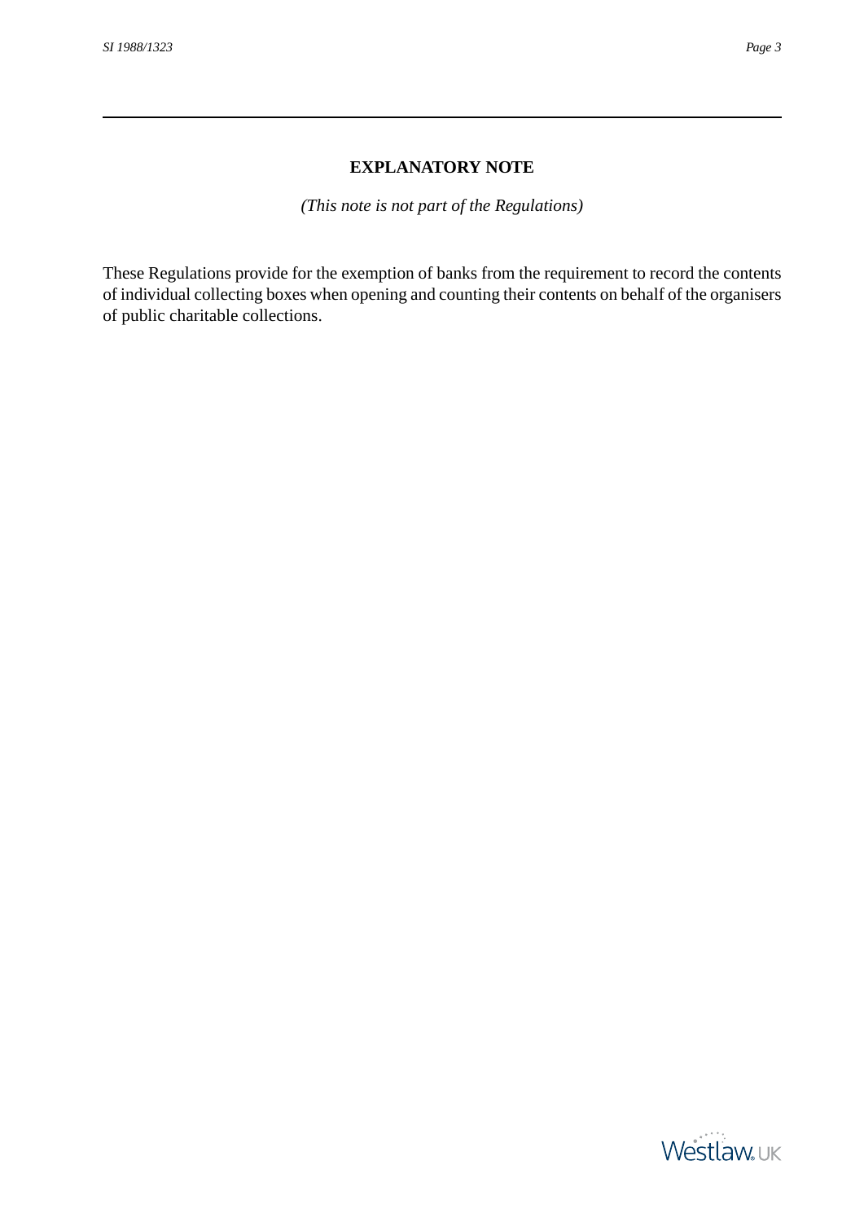## EXPLANATORY NOTE

*(This note is not part of the Regulations)*

These Regulations provide for the exemption of banks from the requirement to record the contents of individual collecting boxes when opening and counting their contents on behalf of the organisers of public charitable collections.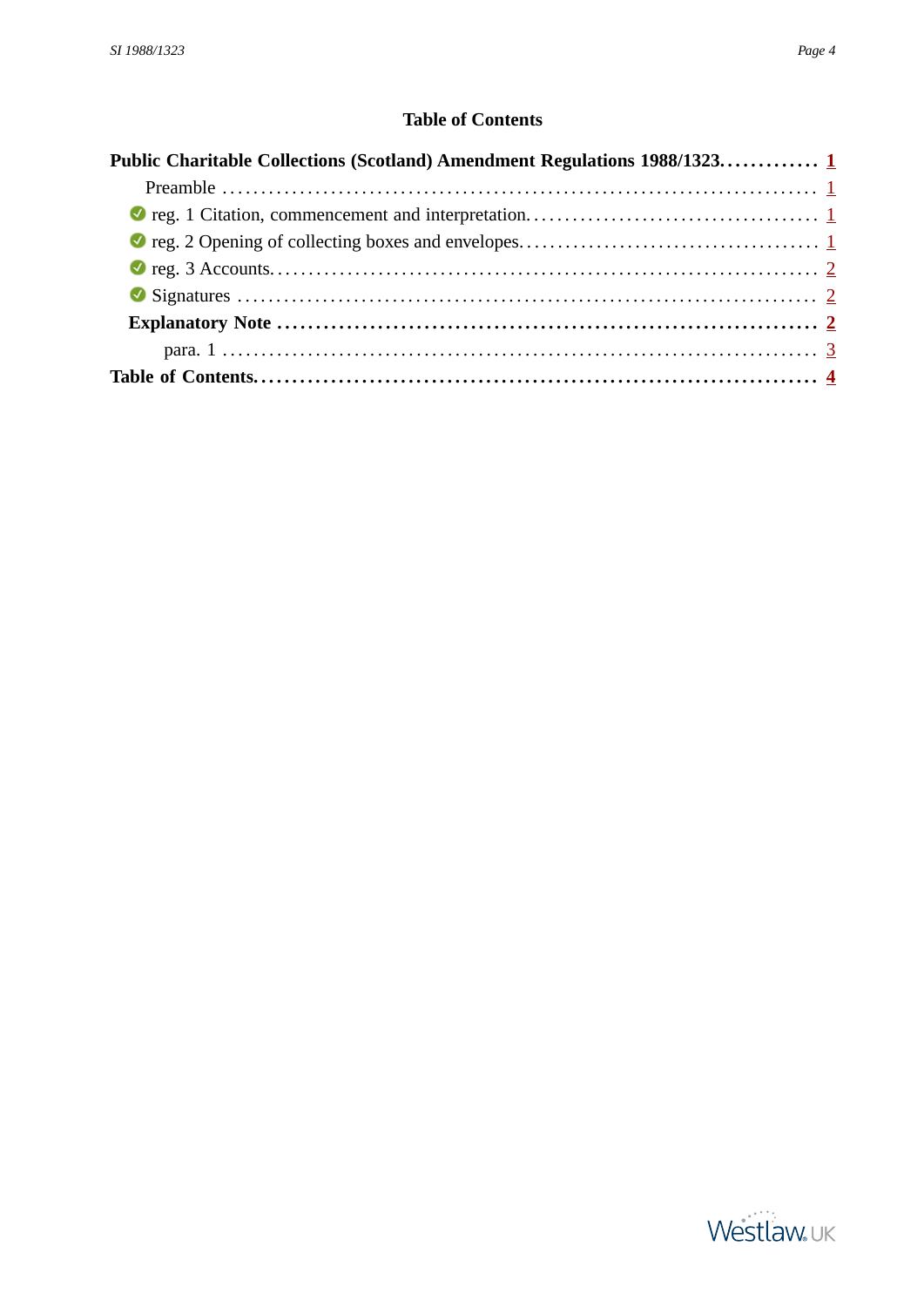## Table of Contents

**Public Charitable Collections (Scotland) Amendment Regulations 1988/1323** ............ 1

- Preamble ............ 1
- reg. 1 Citation, commencement and interpretation. ............ 1
- reg. 2 Opening of collecting boxes and envelopes. ............ 1
- reg. 3 Accounts. ............ 2
- Signatures ............ 2
- **Explanatory Note** ............ 2
  - para. 1 ............ 3

**Table of Contents** ............ 4